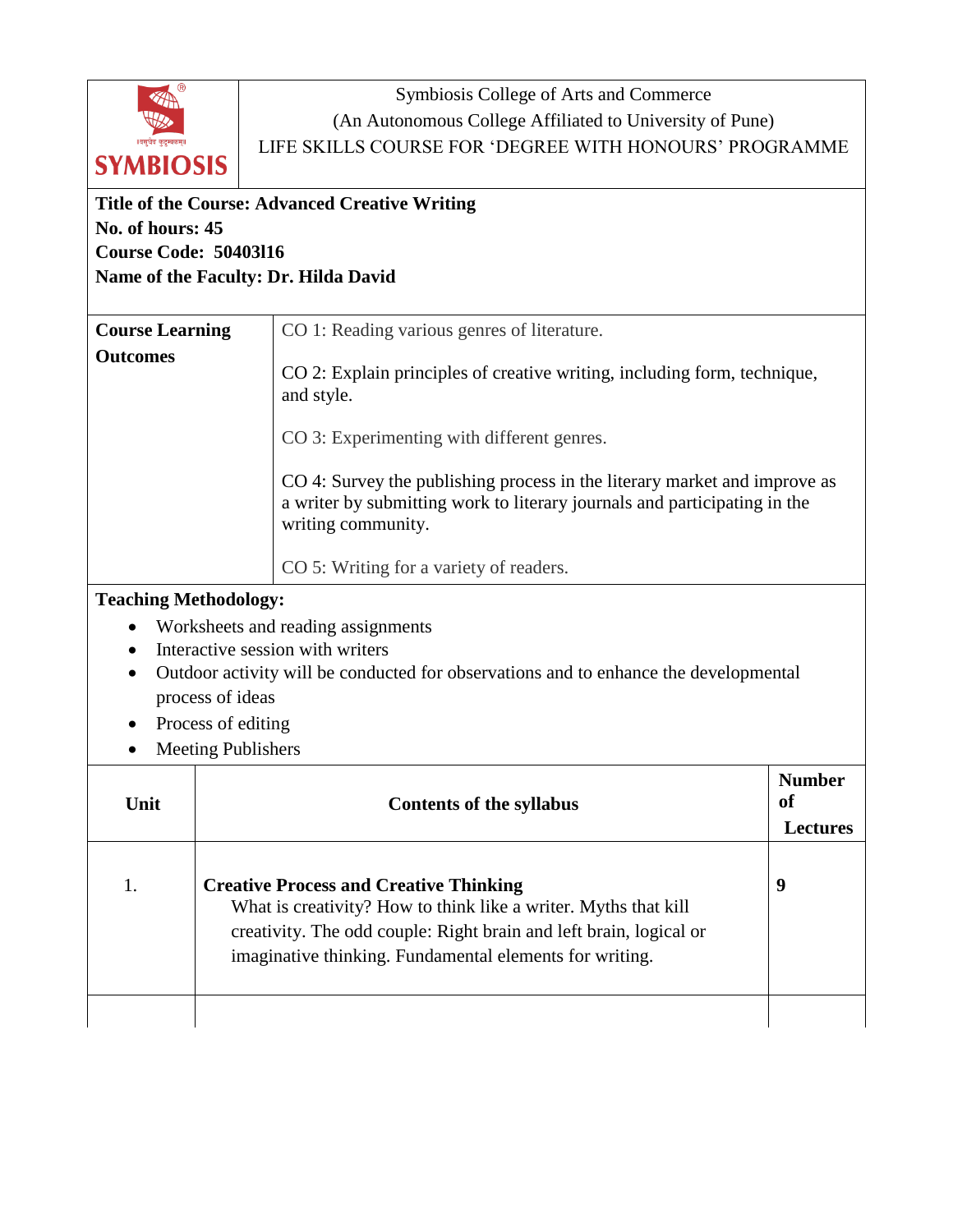Symbiosis College of Arts and Commerce
(An Autonomous College Affiliated to University of Pune)
LIFE SKILLS COURSE FOR 'DEGREE WITH HONOURS' PROGRAMME

**Title of the Course: Advanced Creative Writing**
**No. of hours: 45**
**Course Code: 50403l16**
**Name of the Faculty: Dr. Hilda David**

| **Course Learning Outcomes** | CO 1: Reading various genres of literature.<br><br>CO 2: Explain principles of creative writing, including form, technique, and style.<br><br>CO 3: Experimenting with different genres.<br><br>CO 4: Survey the publishing process in the literary market and improve as a writer by submitting work to literary journals and participating in the writing community.<br><br>CO 5: Writing for a variety of readers. |
|---|---|

**Teaching Methodology:**

- Worksheets and reading assignments
- Interactive session with writers
- Outdoor activity will be conducted for observations and to enhance the developmental process of ideas
- Process of editing
- Meeting Publishers

| Unit | Contents of the syllabus | Number of Lectures |
|---|---|---|
| 1. | **Creative Process and Creative Thinking**<br>What is creativity? How to think like a writer. Myths that kill creativity. The odd couple: Right brain and left brain, logical or imaginative thinking. Fundamental elements for writing. | 9 |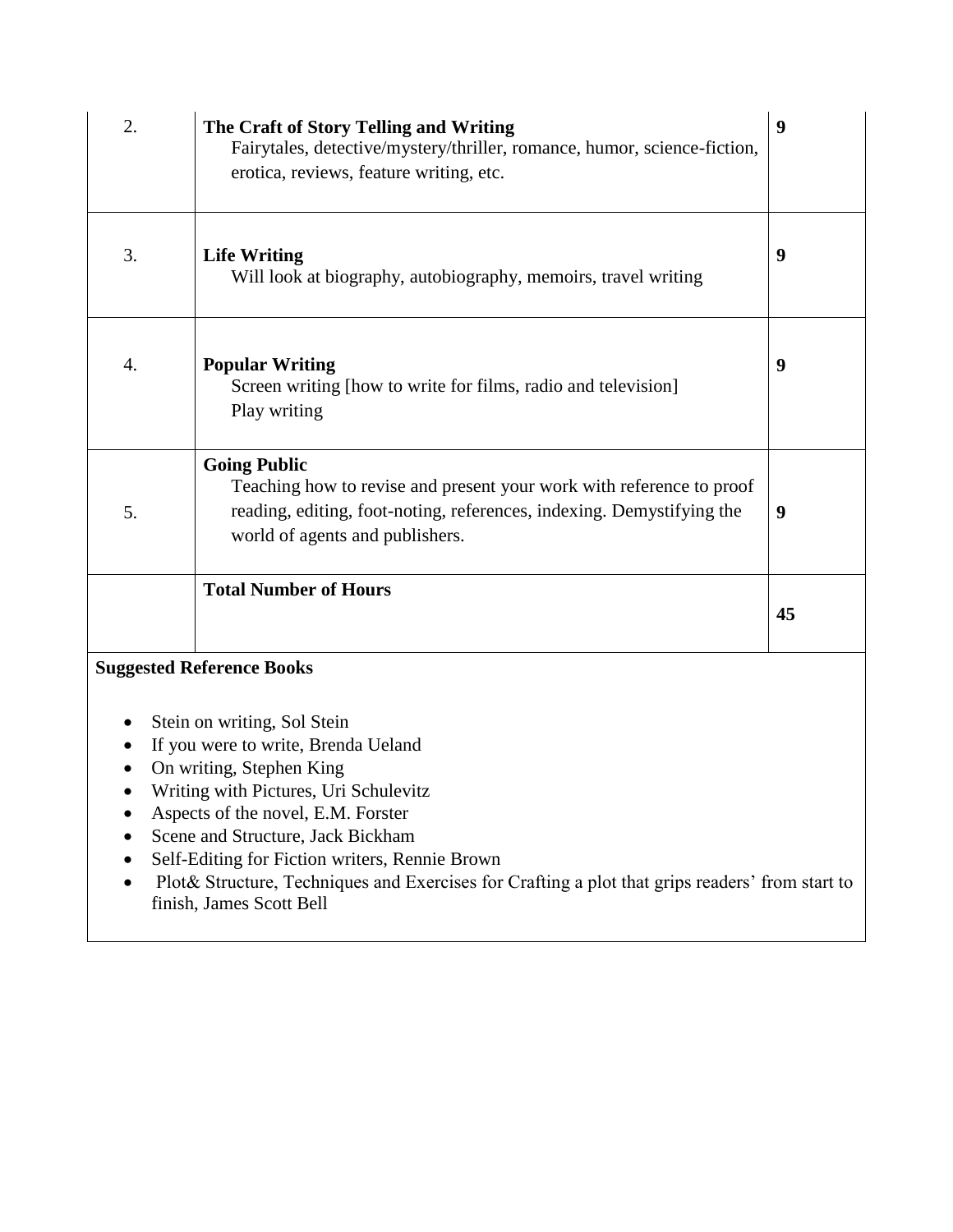| | | |
|---|---|---|
| 2. | **The Craft of Story Telling and Writing**<br>Fairytales, detective/mystery/thriller, romance, humor, science-fiction, erotica, reviews, feature writing, etc. | **9** |
| 3. | **Life Writing**<br>Will look at biography, autobiography, memoirs, travel writing | **9** |
| 4. | **Popular Writing**<br>Screen writing [how to write for films, radio and television]<br>Play writing | **9** |
| 5. | **Going Public**<br>Teaching how to revise and present your work with reference to proof reading, editing, foot-noting, references, indexing. Demystifying the world of agents and publishers. | **9** |
| | **Total Number of Hours** | **45** |

**Suggested Reference Books**

- Stein on writing, Sol Stein
- If you were to write, Brenda Ueland
- On writing, Stephen King
- Writing with Pictures, Uri Schulevitz
- Aspects of the novel, E.M. Forster
- Scene and Structure, Jack Bickham
- Self-Editing for Fiction writers, Rennie Brown
- Plot& Structure, Techniques and Exercises for Crafting a plot that grips readers' from start to finish, James Scott Bell